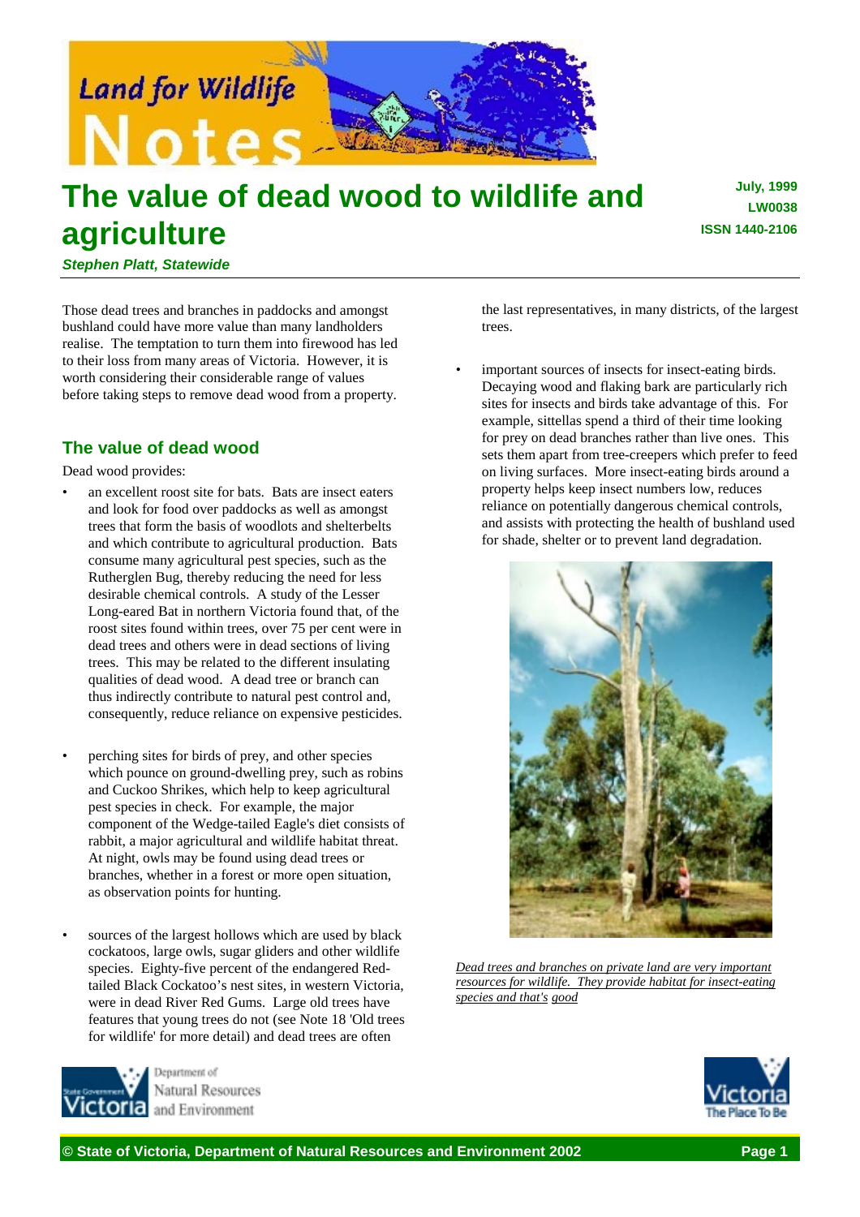# The value of dead wood to wildlife and agriculture

July, 1999
LW0038
ISSN 1440-2106

***Stephen Platt, Statewide***

Those dead trees and branches in paddocks and amongst bushland could have more value than many landholders realise. The temptation to turn them into firewood has led to their loss from many areas of Victoria. However, it is worth considering their considerable range of values before taking steps to remove dead wood from a property.

## The value of dead wood

Dead wood provides:

- an excellent roost site for bats. Bats are insect eaters and look for food over paddocks as well as amongst trees that form the basis of woodlots and shelterbelts and which contribute to agricultural production. Bats consume many agricultural pest species, such as the Rutherglen Bug, thereby reducing the need for less desirable chemical controls. A study of the Lesser Long-eared Bat in northern Victoria found that, of the roost sites found within trees, over 75 per cent were in dead trees and others were in dead sections of living trees. This may be related to the different insulating qualities of dead wood. A dead tree or branch can thus indirectly contribute to natural pest control and, consequently, reduce reliance on expensive pesticides.

- perching sites for birds of prey, and other species which pounce on ground-dwelling prey, such as robins and Cuckoo Shrikes, which help to keep agricultural pest species in check. For example, the major component of the Wedge-tailed Eagle's diet consists of rabbit, a major agricultural and wildlife habitat threat. At night, owls may be found using dead trees or branches, whether in a forest or more open situation, as observation points for hunting.

- sources of the largest hollows which are used by black cockatoos, large owls, sugar gliders and other wildlife species. Eighty-five percent of the endangered Red-tailed Black Cockatoo's nest sites, in western Victoria, were in dead River Red Gums. Large old trees have features that young trees do not (see Note 18 'Old trees for wildlife' for more detail) and dead trees are often the last representatives, in many districts, of the largest trees.

- important sources of insects for insect-eating birds. Decaying wood and flaking bark are particularly rich sites for insects and birds take advantage of this. For example, sittellas spend a third of their time looking for prey on dead branches rather than live ones. This sets them apart from tree-creepers which prefer to feed on living surfaces. More insect-eating birds around a property helps keep insect numbers low, reduces reliance on potentially dangerous chemical controls, and assists with protecting the health of bushland used for shade, shelter or to prevent land degradation.

*Dead trees and branches on private land are very important resources for wildlife. They provide habitat for insect-eating species and that's good*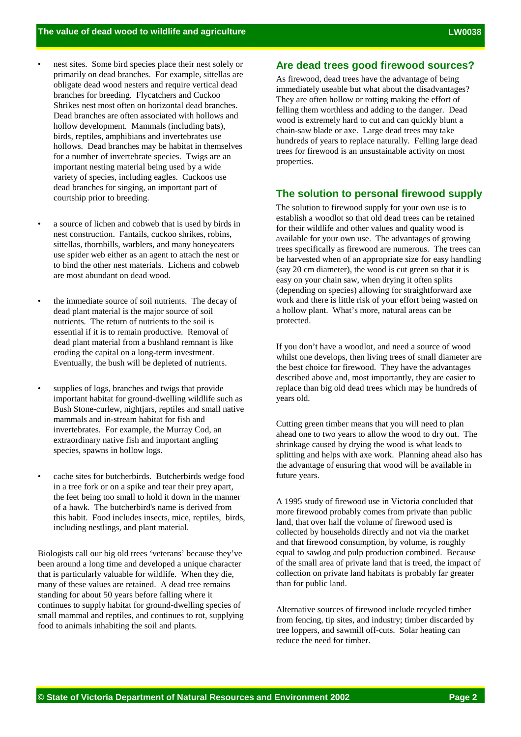- nest sites. Some bird species place their nest solely or primarily on dead branches. For example, sittellas are obligate dead wood nesters and require vertical dead branches for breeding. Flycatchers and Cuckoo Shrikes nest most often on horizontal dead branches. Dead branches are often associated with hollows and hollow development. Mammals (including bats), birds, reptiles, amphibians and invertebrates use hollows. Dead branches may be habitat in themselves for a number of invertebrate species. Twigs are an important nesting material being used by a wide variety of species, including eagles. Cuckoos use dead branches for singing, an important part of courtship prior to breeding.

- a source of lichen and cobweb that is used by birds in nest construction. Fantails, cuckoo shrikes, robins, sittellas, thornbills, warblers, and many honeyeaters use spider web either as an agent to attach the nest or to bind the other nest materials. Lichens and cobweb are most abundant on dead wood.

- the immediate source of soil nutrients. The decay of dead plant material is the major source of soil nutrients. The return of nutrients to the soil is essential if it is to remain productive. Removal of dead plant material from a bushland remnant is like eroding the capital on a long-term investment. Eventually, the bush will be depleted of nutrients.

- supplies of logs, branches and twigs that provide important habitat for ground-dwelling wildlife such as Bush Stone-curlew, nightjars, reptiles and small native mammals and in-stream habitat for fish and invertebrates. For example, the Murray Cod, an extraordinary native fish and important angling species, spawns in hollow logs.

- cache sites for butcherbirds. Butcherbirds wedge food in a tree fork or on a spike and tear their prey apart, the feet being too small to hold it down in the manner of a hawk. The butcherbird's name is derived from this habit. Food includes insects, mice, reptiles, birds, including nestlings, and plant material.

Biologists call our big old trees 'veterans' because they've been around a long time and developed a unique character that is particularly valuable for wildlife. When they die, many of these values are retained. A dead tree remains standing for about 50 years before falling where it continues to supply habitat for ground-dwelling species of small mammal and reptiles, and continues to rot, supplying food to animals inhabiting the soil and plants.

## Are dead trees good firewood sources?

As firewood, dead trees have the advantage of being immediately useable but what about the disadvantages? They are often hollow or rotting making the effort of felling them worthless and adding to the danger. Dead wood is extremely hard to cut and can quickly blunt a chain-saw blade or axe. Large dead trees may take hundreds of years to replace naturally. Felling large dead trees for firewood is an unsustainable activity on most properties.

## The solution to personal firewood supply

The solution to firewood supply for your own use is to establish a woodlot so that old dead trees can be retained for their wildlife and other values and quality wood is available for your own use. The advantages of growing trees specifically as firewood are numerous. The trees can be harvested when of an appropriate size for easy handling (say 20 cm diameter), the wood is cut green so that it is easy on your chain saw, when drying it often splits (depending on species) allowing for straightforward axe work and there is little risk of your effort being wasted on a hollow plant. What's more, natural areas can be protected.

If you don't have a woodlot, and need a source of wood whilst one develops, then living trees of small diameter are the best choice for firewood. They have the advantages described above and, most importantly, they are easier to replace than big old dead trees which may be hundreds of years old.

Cutting green timber means that you will need to plan ahead one to two years to allow the wood to dry out. The shrinkage caused by drying the wood is what leads to splitting and helps with axe work. Planning ahead also has the advantage of ensuring that wood will be available in future years.

A 1995 study of firewood use in Victoria concluded that more firewood probably comes from private than public land, that over half the volume of firewood used is collected by households directly and not via the market and that firewood consumption, by volume, is roughly equal to sawlog and pulp production combined. Because of the small area of private land that is treed, the impact of collection on private land habitats is probably far greater than for public land.

Alternative sources of firewood include recycled timber from fencing, tip sites, and industry; timber discarded by tree loppers, and sawmill off-cuts. Solar heating can reduce the need for timber.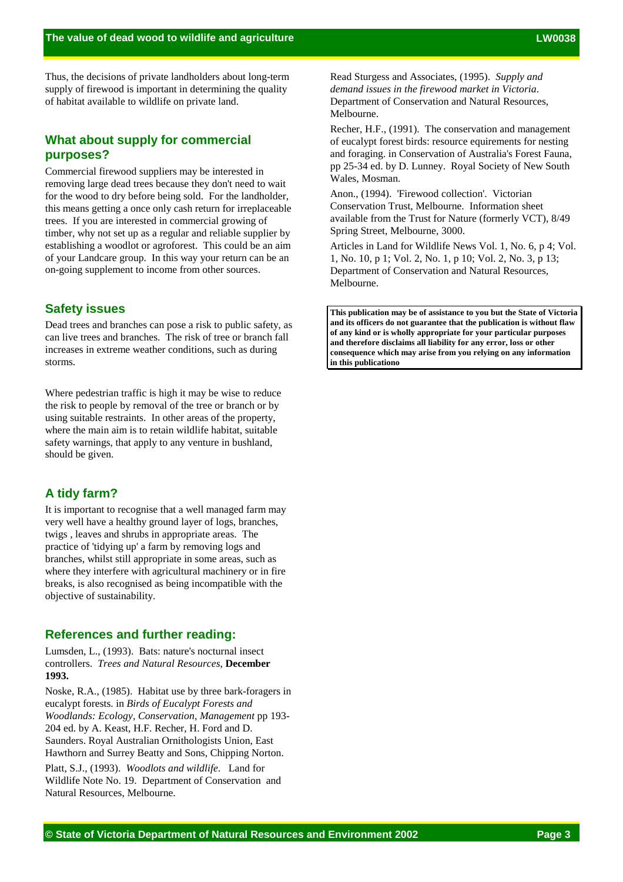Thus, the decisions of private landholders about long-term supply of firewood is important in determining the quality of habitat available to wildlife on private land.

## What about supply for commercial purposes?

Commercial firewood suppliers may be interested in removing large dead trees because they don't need to wait for the wood to dry before being sold. For the landholder, this means getting a once only cash return for irreplaceable trees. If you are interested in commercial growing of timber, why not set up as a regular and reliable supplier by establishing a woodlot or agroforest. This could be an aim of your Landcare group. In this way your return can be an on-going supplement to income from other sources.

## Safety issues

Dead trees and branches can pose a risk to public safety, as can live trees and branches. The risk of tree or branch fall increases in extreme weather conditions, such as during storms.

Where pedestrian traffic is high it may be wise to reduce the risk to people by removal of the tree or branch or by using suitable restraints. In other areas of the property, where the main aim is to retain wildlife habitat, suitable safety warnings, that apply to any venture in bushland, should be given.

## A tidy farm?

It is important to recognise that a well managed farm may very well have a healthy ground layer of logs, branches, twigs , leaves and shrubs in appropriate areas. The practice of 'tidying up' a farm by removing logs and branches, whilst still appropriate in some areas, such as where they interfere with agricultural machinery or in fire breaks, is also recognised as being incompatible with the objective of sustainability.

## References and further reading:

Lumsden, L., (1993). Bats: nature's nocturnal insect controllers. *Trees and Natural Resources*, **December 1993.**

Noske, R.A., (1985). Habitat use by three bark-foragers in eucalypt forests. in *Birds of Eucalypt Forests and Woodlands: Ecology, Conservation, Management* pp 193-204 ed. by A. Keast, H.F. Recher, H. Ford and D. Saunders. Royal Australian Ornithologists Union, East Hawthorn and Surrey Beatty and Sons, Chipping Norton.

Platt, S.J., (1993). *Woodlots and wildlife*. Land for Wildlife Note No. 19. Department of Conservation and Natural Resources, Melbourne.

Read Sturgess and Associates, (1995). *Supply and demand issues in the firewood market in Victoria*. Department of Conservation and Natural Resources, Melbourne.

Recher, H.F., (1991). The conservation and management of eucalypt forest birds: resource equirements for nesting and foraging. in Conservation of Australia's Forest Fauna, pp 25-34 ed. by D. Lunney. Royal Society of New South Wales, Mosman.

Anon., (1994). 'Firewood collection'. Victorian Conservation Trust, Melbourne. Information sheet available from the Trust for Nature (formerly VCT), 8/49 Spring Street, Melbourne, 3000.

Articles in Land for Wildlife News Vol. 1, No. 6, p 4; Vol. 1, No. 10, p 1; Vol. 2, No. 1, p 10; Vol. 2, No. 3, p 13; Department of Conservation and Natural Resources, Melbourne.

**This publication may be of assistance to you but the State of Victoria and its officers do not guarantee that the publication is without flaw of any kind or is wholly appropriate for your particular purposes and therefore disclaims all liability for any error, loss or other consequence which may arise from you relying on any information in this publicationo**

© State of Victoria Department of Natural Resources and Environment 2002